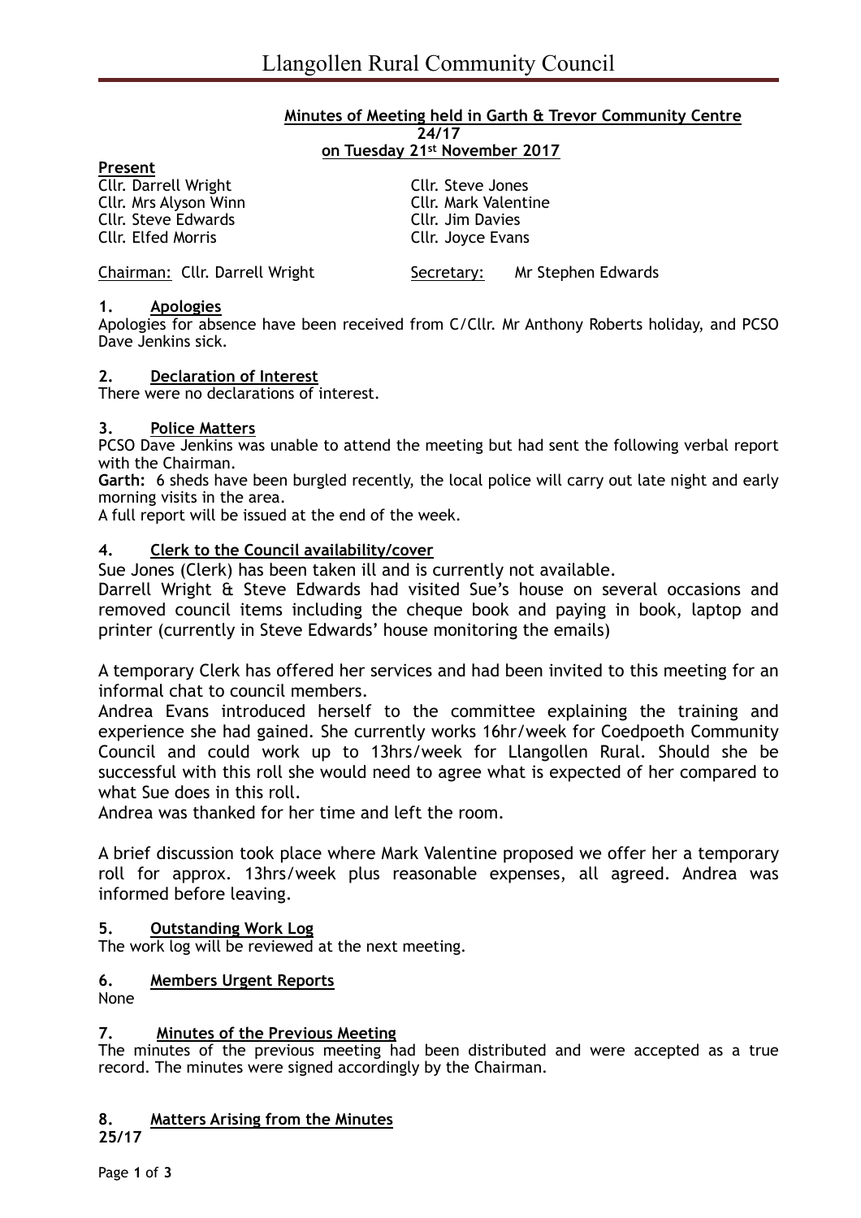# Llangollen Rural Community Council

**Minutes of Meeting held in Garth & Trevor Community Centre**
**24/17**
**on Tuesday 21st November 2017**

**Present**

Cllr. Darrell Wright
Cllr. Mrs Alyson Winn
Cllr. Steve Edwards
Cllr. Elfed Morris
Cllr. Steve Jones
Cllr. Mark Valentine
Cllr. Jim Davies
Cllr. Joyce Evans

Chairman: Cllr. Darrell Wright    Secretary: Mr Stephen Edwards

**1. Apologies**

Apologies for absence have been received from C/Cllr. Mr Anthony Roberts holiday, and PCSO Dave Jenkins sick.

**2. Declaration of Interest**

There were no declarations of interest.

**3. Police Matters**

PCSO Dave Jenkins was unable to attend the meeting but had sent the following verbal report with the Chairman.

**Garth:** 6 sheds have been burgled recently, the local police will carry out late night and early morning visits in the area.

A full report will be issued at the end of the week.

**4. Clerk to the Council availability/cover**

Sue Jones (Clerk) has been taken ill and is currently not available.

Darrell Wright & Steve Edwards had visited Sue's house on several occasions and removed council items including the cheque book and paying in book, laptop and printer (currently in Steve Edwards' house monitoring the emails)

A temporary Clerk has offered her services and had been invited to this meeting for an informal chat to council members.

Andrea Evans introduced herself to the committee explaining the training and experience she had gained. She currently works 16hr/week for Coedpoeth Community Council and could work up to 13hrs/week for Llangollen Rural. Should she be successful with this roll she would need to agree what is expected of her compared to what Sue does in this roll.

Andrea was thanked for her time and left the room.

A brief discussion took place where Mark Valentine proposed we offer her a temporary roll for approx. 13hrs/week plus reasonable expenses, all agreed. Andrea was informed before leaving.

**5. Outstanding Work Log**

The work log will be reviewed at the next meeting.

**6. Members Urgent Reports**

None

**7. Minutes of the Previous Meeting**

The minutes of the previous meeting had been distributed and were accepted as a true record. The minutes were signed accordingly by the Chairman.

**8. Matters Arising from the Minutes**

**25/17**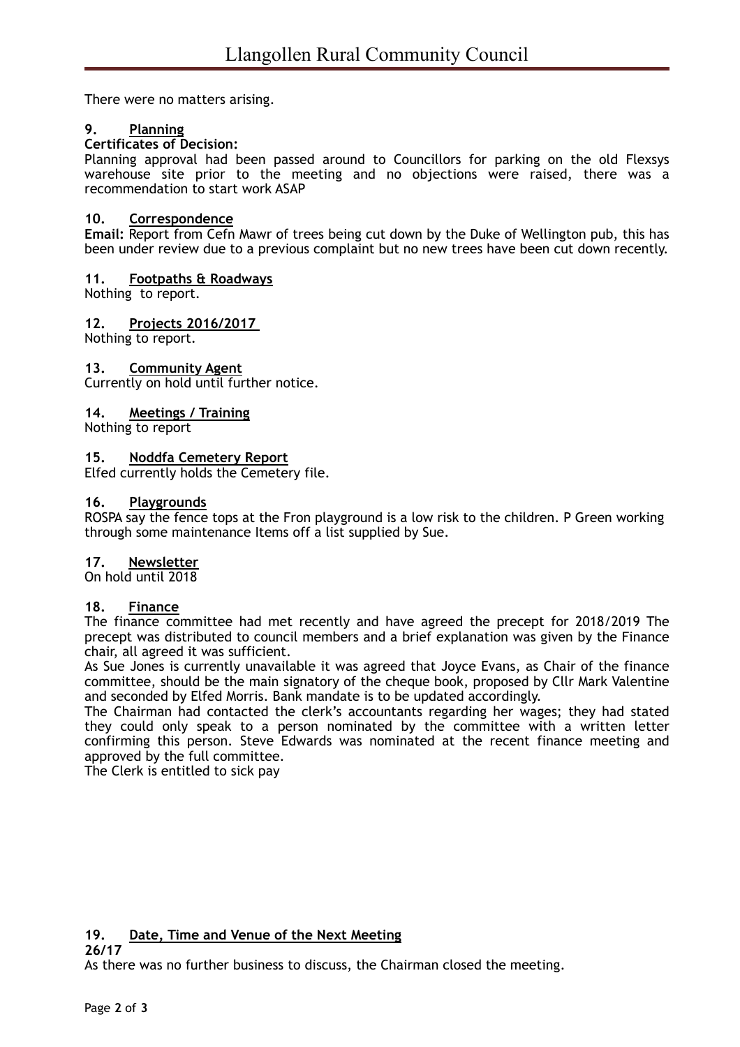There were no matters arising.

**9. Planning**

**Certificates of Decision:**

Planning approval had been passed around to Councillors for parking on the old Flexsys warehouse site prior to the meeting and no objections were raised, there was a recommendation to start work ASAP

**10. Correspondence**

**Email:** Report from Cefn Mawr of trees being cut down by the Duke of Wellington pub, this has been under review due to a previous complaint but no new trees have been cut down recently.

**11. Footpaths & Roadways**

Nothing to report.

**12. Projects 2016/2017**

Nothing to report.

**13. Community Agent**

Currently on hold until further notice.

**14. Meetings / Training**

Nothing to report

**15. Noddfa Cemetery Report**

Elfed currently holds the Cemetery file.

**16. Playgrounds**

ROSPA say the fence tops at the Fron playground is a low risk to the children. P Green working through some maintenance Items off a list supplied by Sue.

**17. Newsletter**

On hold until 2018

**18. Finance**

The finance committee had met recently and have agreed the precept for 2018/2019 The precept was distributed to council members and a brief explanation was given by the Finance chair, all agreed it was sufficient.

As Sue Jones is currently unavailable it was agreed that Joyce Evans, as Chair of the finance committee, should be the main signatory of the cheque book, proposed by Cllr Mark Valentine and seconded by Elfed Morris. Bank mandate is to be updated accordingly.

The Chairman had contacted the clerk's accountants regarding her wages; they had stated they could only speak to a person nominated by the committee with a written letter confirming this person. Steve Edwards was nominated at the recent finance meeting and approved by the full committee.

The Clerk is entitled to sick pay

**19. Date, Time and Venue of the Next Meeting**

**26/17**

As there was no further business to discuss, the Chairman closed the meeting.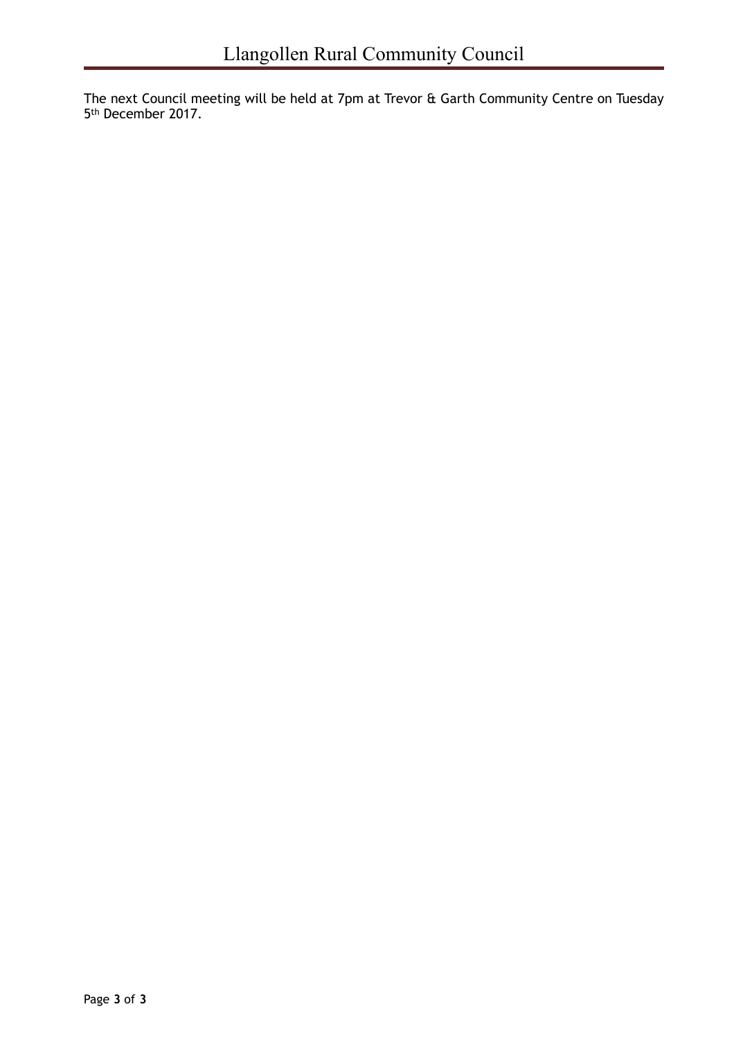The next Council meeting will be held at 7pm at Trevor & Garth Community Centre on Tuesday 5th December 2017.